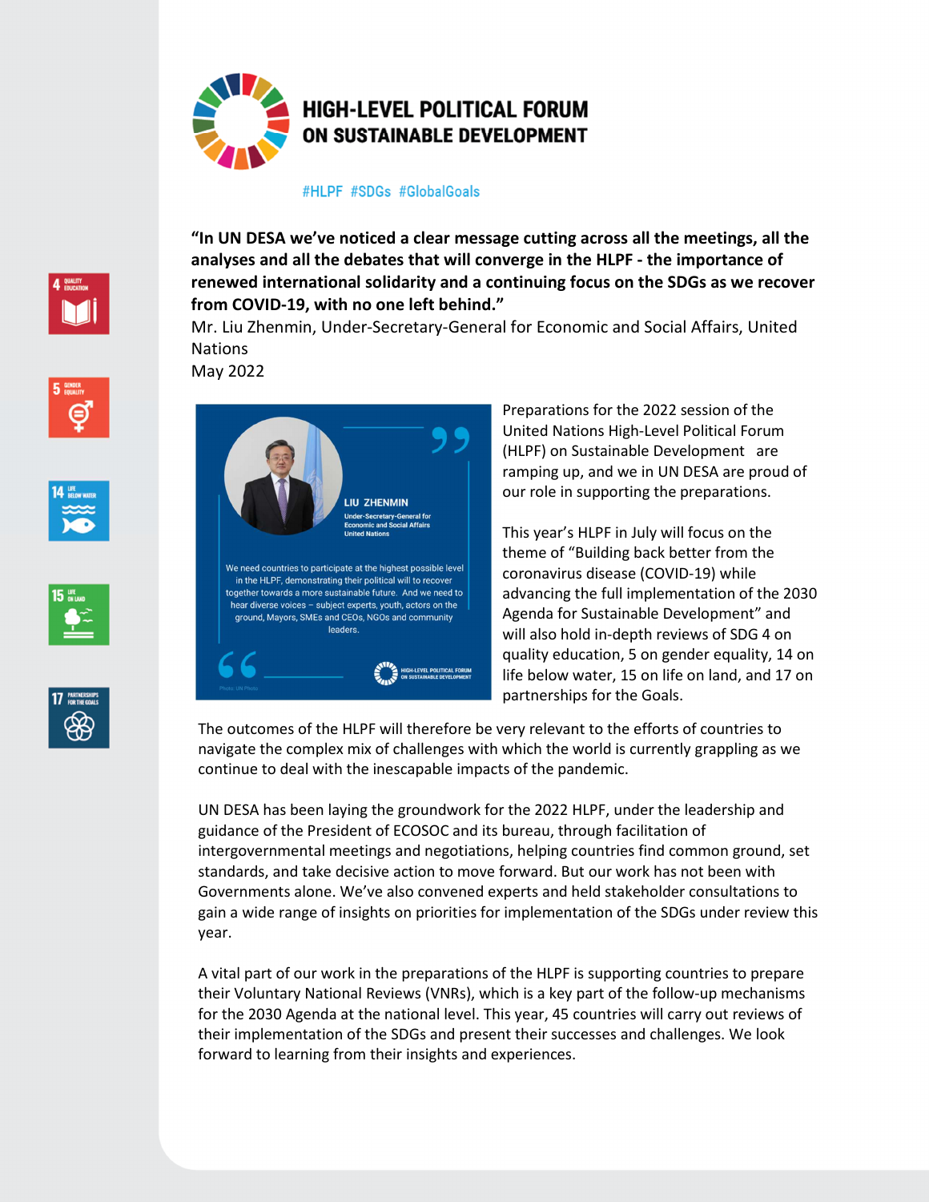# HIGH-LEVEL POLITICAL FORUM ON SUSTAINABLE DEVELOPMENT

#HLPF #SDGs #GlobalGoals

**"In UN DESA we've noticed a clear message cutting across all the meetings, all the analyses and all the debates that will converge in the HLPF - the importance of renewed international solidarity and a continuing focus on the SDGs as we recover from COVID-19, with no one left behind."**

Mr. Liu Zhenmin, Under-Secretary-General for Economic and Social Affairs, United Nations
May 2022

LIU ZHENMIN
Under-Secretary-General for Economic and Social Affairs
United Nations

We need countries to participate at the highest possible level in the HLPF, demonstrating their political will to recover together towards a more sustainable future. And we need to hear diverse voices – subject experts, youth, actors on the ground, Mayors, SMEs and CEOs, NGOs and community leaders.

Preparations for the 2022 session of the United Nations High-Level Political Forum (HLPF) on Sustainable Development are ramping up, and we in UN DESA are proud of our role in supporting the preparations.

This year's HLPF in July will focus on the theme of "Building back better from the coronavirus disease (COVID-19) while advancing the full implementation of the 2030 Agenda for Sustainable Development" and will also hold in-depth reviews of SDG 4 on quality education, 5 on gender equality, 14 on life below water, 15 on life on land, and 17 on partnerships for the Goals.

The outcomes of the HLPF will therefore be very relevant to the efforts of countries to navigate the complex mix of challenges with which the world is currently grappling as we continue to deal with the inescapable impacts of the pandemic.

UN DESA has been laying the groundwork for the 2022 HLPF, under the leadership and guidance of the President of ECOSOC and its bureau, through facilitation of intergovernmental meetings and negotiations, helping countries find common ground, set standards, and take decisive action to move forward. But our work has not been with Governments alone. We've also convened experts and held stakeholder consultations to gain a wide range of insights on priorities for implementation of the SDGs under review this year.

A vital part of our work in the preparations of the HLPF is supporting countries to prepare their Voluntary National Reviews (VNRs), which is a key part of the follow-up mechanisms for the 2030 Agenda at the national level. This year, 45 countries will carry out reviews of their implementation of the SDGs and present their successes and challenges. We look forward to learning from their insights and experiences.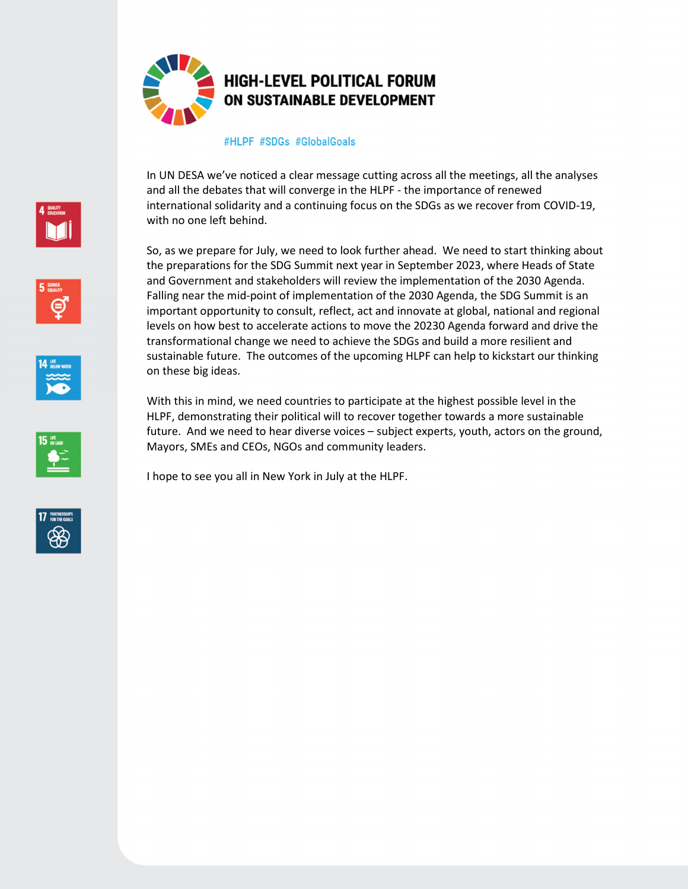# HIGH-LEVEL POLITICAL FORUM ON SUSTAINABLE DEVELOPMENT

#HLPF #SDGs #GlobalGoals

In UN DESA we've noticed a clear message cutting across all the meetings, all the analyses and all the debates that will converge in the HLPF - the importance of renewed international solidarity and a continuing focus on the SDGs as we recover from COVID-19, with no one left behind.

So, as we prepare for July, we need to look further ahead. We need to start thinking about the preparations for the SDG Summit next year in September 2023, where Heads of State and Government and stakeholders will review the implementation of the 2030 Agenda. Falling near the mid-point of implementation of the 2030 Agenda, the SDG Summit is an important opportunity to consult, reflect, act and innovate at global, national and regional levels on how best to accelerate actions to move the 20230 Agenda forward and drive the transformational change we need to achieve the SDGs and build a more resilient and sustainable future. The outcomes of the upcoming HLPF can help to kickstart our thinking on these big ideas.

With this in mind, we need countries to participate at the highest possible level in the HLPF, demonstrating their political will to recover together towards a more sustainable future. And we need to hear diverse voices – subject experts, youth, actors on the ground, Mayors, SMEs and CEOs, NGOs and community leaders.

I hope to see you all in New York in July at the HLPF.